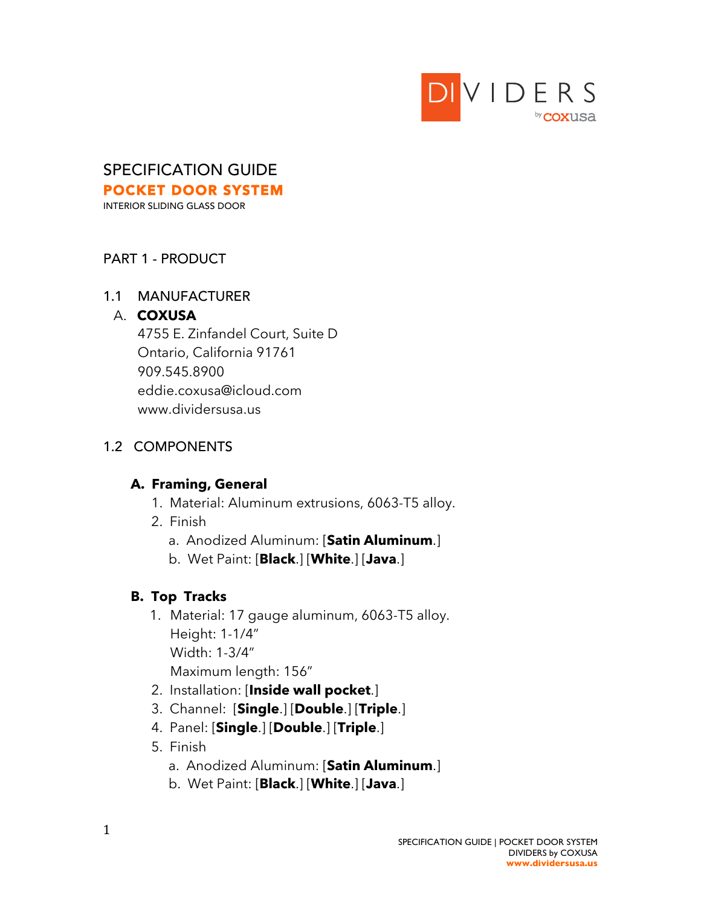DIVIDERS by coxusa

# SPECIFICATION GUIDE

## POCKET DOOR SYSTEM

INTERIOR SLIDING GLASS DOOR

## PART 1 - PRODUCT

### 1.1 MANUFACTURER

A. **COXUSA**
4755 E. Zinfandel Court, Suite D
Ontario, California 91761
909.545.8900
eddie.coxusa@icloud.com
www.dividersusa.us

### 1.2 COMPONENTS

**A. Framing, General**

1. Material: Aluminum extrusions, 6063-T5 alloy.
2. Finish
   a. Anodized Aluminum: [**Satin Aluminum**.]
   b. Wet Paint: [**Black**.] [**White**.] [**Java**.]

**B. Top Tracks**

1. Material: 17 gauge aluminum, 6063-T5 alloy.
   Height: 1-1/4"
   Width: 1-3/4"
   Maximum length: 156"
2. Installation: [**Inside wall pocket**.]
3. Channel: [**Single**.] [**Double**.] [**Triple**.]
4. Panel: [**Single**.] [**Double**.] [**Triple**.]
5. Finish
   a. Anodized Aluminum: [**Satin Aluminum**.]
   b. Wet Paint: [**Black**.] [**White**.] [**Java**.]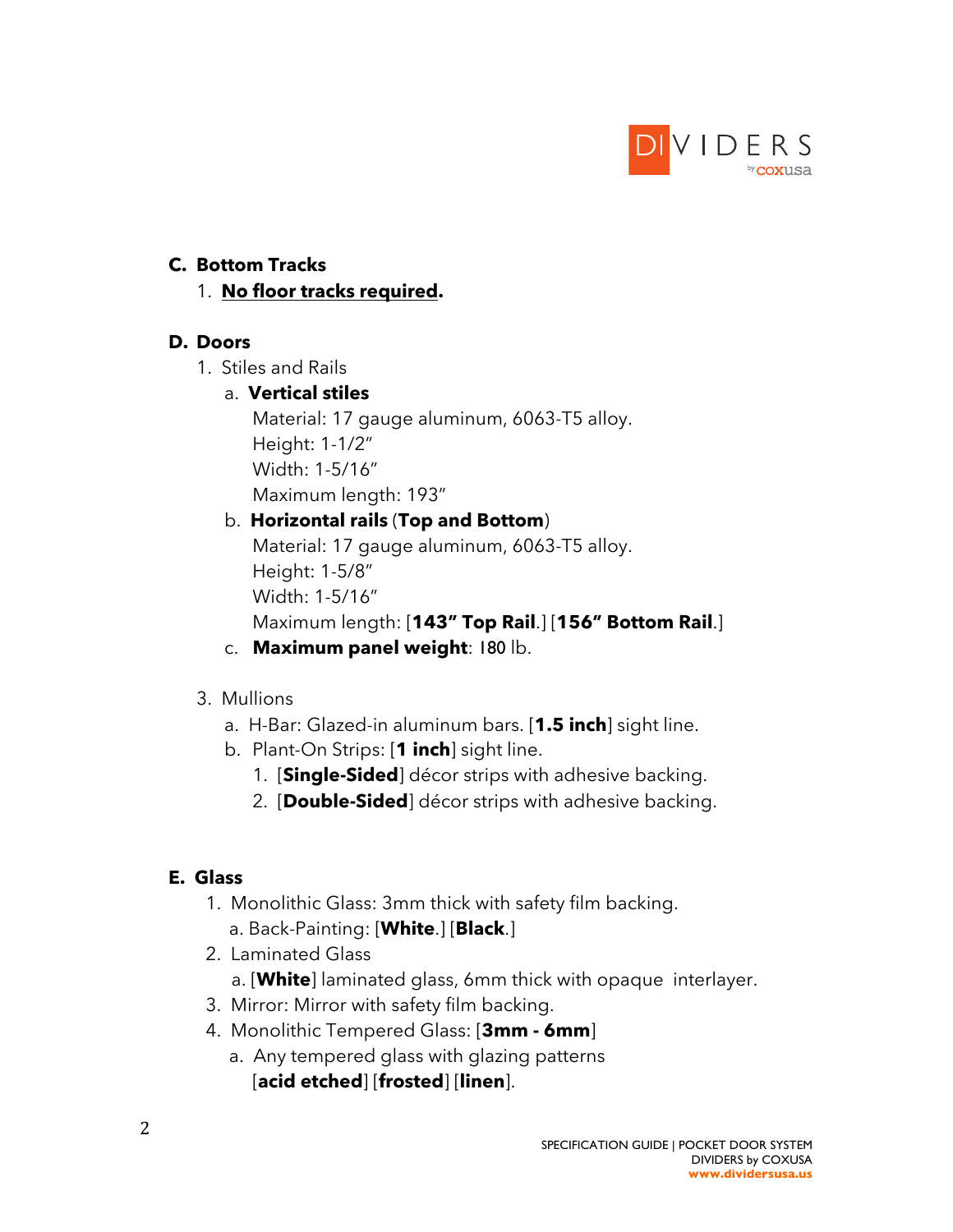### C. Bottom Tracks

1. **No floor tracks required.**

### D. Doors

1. Stiles and Rails
    a. **Vertical stiles**
    Material: 17 gauge aluminum, 6063-T5 alloy.
    Height: 1-1/2"
    Width: 1-5/16"
    Maximum length: 193"
    b. **Horizontal rails** (**Top and Bottom**)
    Material: 17 gauge aluminum, 6063-T5 alloy.
    Height: 1-5/8"
    Width: 1-5/16"
    Maximum length: [**143" Top Rail**.] [**156" Bottom Rail**.]
    c. **Maximum panel weight**: 180 lb.

3. Mullions
    a. H-Bar: Glazed-in aluminum bars. [**1.5 inch**] sight line.
    b. Plant-On Strips: [**1 inch**] sight line.
        1. [**Single-Sided**] décor strips with adhesive backing.
        2. [**Double-Sided**] décor strips with adhesive backing.

### E. Glass

1. Monolithic Glass: 3mm thick with safety film backing.
    a. Back-Painting: [**White**.] [**Black**.]
2. Laminated Glass
    a. [**White**] laminated glass, 6mm thick with opaque interlayer.
3. Mirror: Mirror with safety film backing.
4. Monolithic Tempered Glass: [**3mm - 6mm**]
    a. Any tempered glass with glazing patterns
    [**acid etched**] [**frosted**] [**linen**].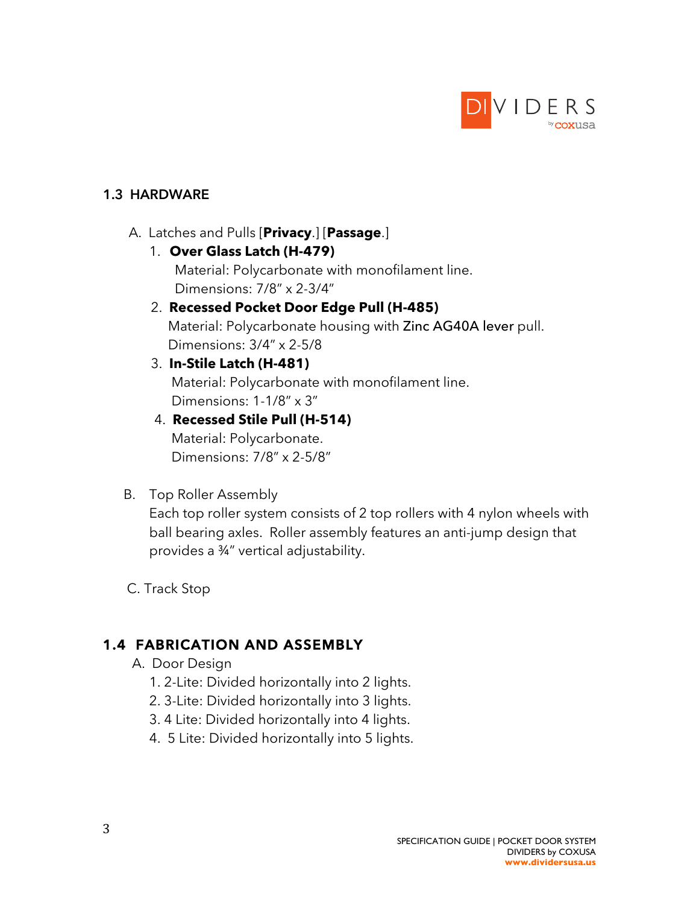## 1.3 HARDWARE

A. Latches and Pulls [**Privacy**.] [**Passage**.]

1. **Over Glass Latch (H-479)**
   Material: Polycarbonate with monofilament line.
   Dimensions: 7/8" x 2-3/4"
2. **Recessed Pocket Door Edge Pull (H-485)**
   Material: Polycarbonate housing with Zinc AG40A lever pull.
   Dimensions: 3/4" x 2-5/8
3. **In-Stile Latch (H-481)**
   Material: Polycarbonate with monofilament line.
   Dimensions: 1-1/8" x 3"
4. **Recessed Stile Pull (H-514)**
   Material: Polycarbonate.
   Dimensions: 7/8" x 2-5/8"

B. Top Roller Assembly
Each top roller system consists of 2 top rollers with 4 nylon wheels with ball bearing axles. Roller assembly features an anti-jump design that provides a ¾" vertical adjustability.

C. Track Stop

## 1.4 FABRICATION AND ASSEMBLY

A. Door Design

1. 2-Lite: Divided horizontally into 2 lights.
2. 3-Lite: Divided horizontally into 3 lights.
3. 4 Lite: Divided horizontally into 4 lights.
4. 5 Lite: Divided horizontally into 5 lights.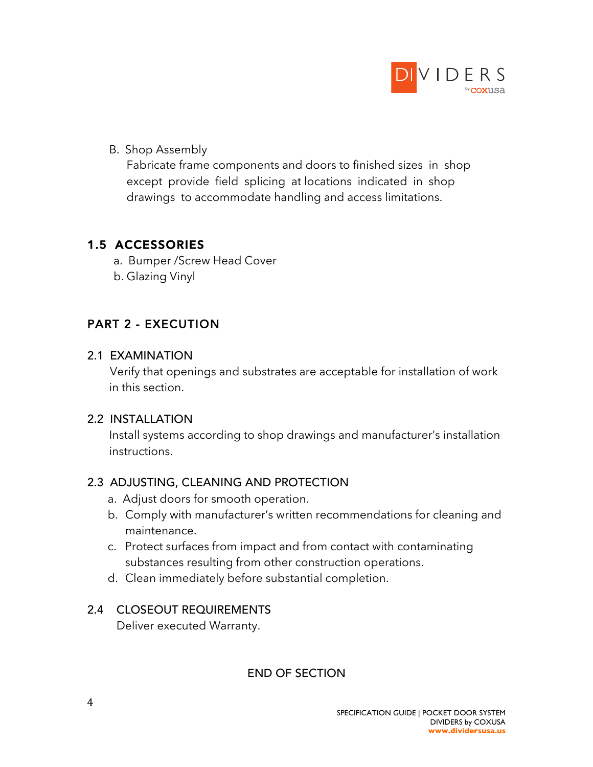B. Shop Assembly

Fabricate frame components and doors to finished sizes in shop except provide field splicing at locations indicated in shop drawings to accommodate handling and access limitations.

## 1.5 ACCESSORIES

a. Bumper /Screw Head Cover

b. Glazing Vinyl

## PART 2 - EXECUTION

### 2.1 EXAMINATION

Verify that openings and substrates are acceptable for installation of work in this section.

### 2.2 INSTALLATION

Install systems according to shop drawings and manufacturer's installation instructions.

### 2.3 ADJUSTING, CLEANING AND PROTECTION

a. Adjust doors for smooth operation.

b. Comply with manufacturer's written recommendations for cleaning and maintenance.

c. Protect surfaces from impact and from contact with contaminating substances resulting from other construction operations.

d. Clean immediately before substantial completion.

### 2.4 CLOSEOUT REQUIREMENTS

Deliver executed Warranty.

END OF SECTION